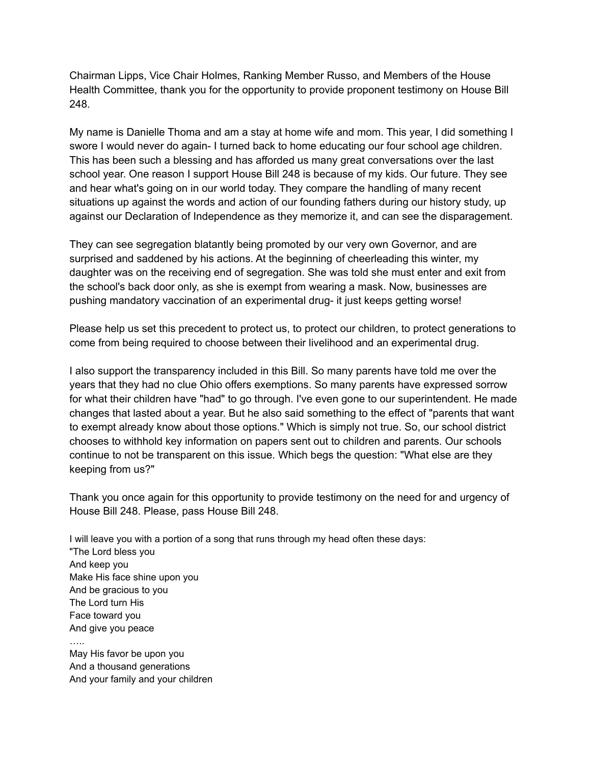Chairman Lipps, Vice Chair Holmes, Ranking Member Russo, and Members of the House Health Committee, thank you for the opportunity to provide proponent testimony on House Bill 248.

My name is Danielle Thoma and am a stay at home wife and mom. This year, I did something I swore I would never do again- I turned back to home educating our four school age children. This has been such a blessing and has afforded us many great conversations over the last school year. One reason I support House Bill 248 is because of my kids. Our future. They see and hear what's going on in our world today. They compare the handling of many recent situations up against the words and action of our founding fathers during our history study, up against our Declaration of Independence as they memorize it, and can see the disparagement.

They can see segregation blatantly being promoted by our very own Governor, and are surprised and saddened by his actions. At the beginning of cheerleading this winter, my daughter was on the receiving end of segregation. She was told she must enter and exit from the school's back door only, as she is exempt from wearing a mask. Now, businesses are pushing mandatory vaccination of an experimental drug- it just keeps getting worse!

Please help us set this precedent to protect us, to protect our children, to protect generations to come from being required to choose between their livelihood and an experimental drug.

I also support the transparency included in this Bill. So many parents have told me over the years that they had no clue Ohio offers exemptions. So many parents have expressed sorrow for what their children have "had" to go through. I've even gone to our superintendent. He made changes that lasted about a year. But he also said something to the effect of "parents that want to exempt already know about those options." Which is simply not true. So, our school district chooses to withhold key information on papers sent out to children and parents. Our schools continue to not be transparent on this issue. Which begs the question: "What else are they keeping from us?"

Thank you once again for this opportunity to provide testimony on the need for and urgency of House Bill 248. Please, pass House Bill 248.

I will leave you with a portion of a song that runs through my head often these days:
"The Lord bless you
And keep you
Make His face shine upon you
And be gracious to you
The Lord turn His
Face toward you
And give you peace
…..
May His favor be upon you
And a thousand generations
And your family and your children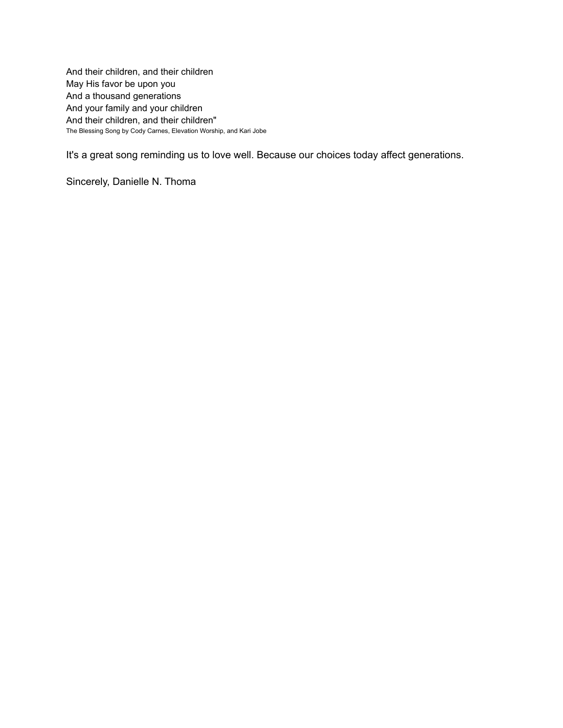And their children, and their children
May His favor be upon you
And a thousand generations
And your family and your children
And their children, and their children"
The Blessing Song by Cody Carnes, Elevation Worship, and Kari Jobe

It's a great song reminding us to love well. Because our choices today affect generations.

Sincerely, Danielle N. Thoma